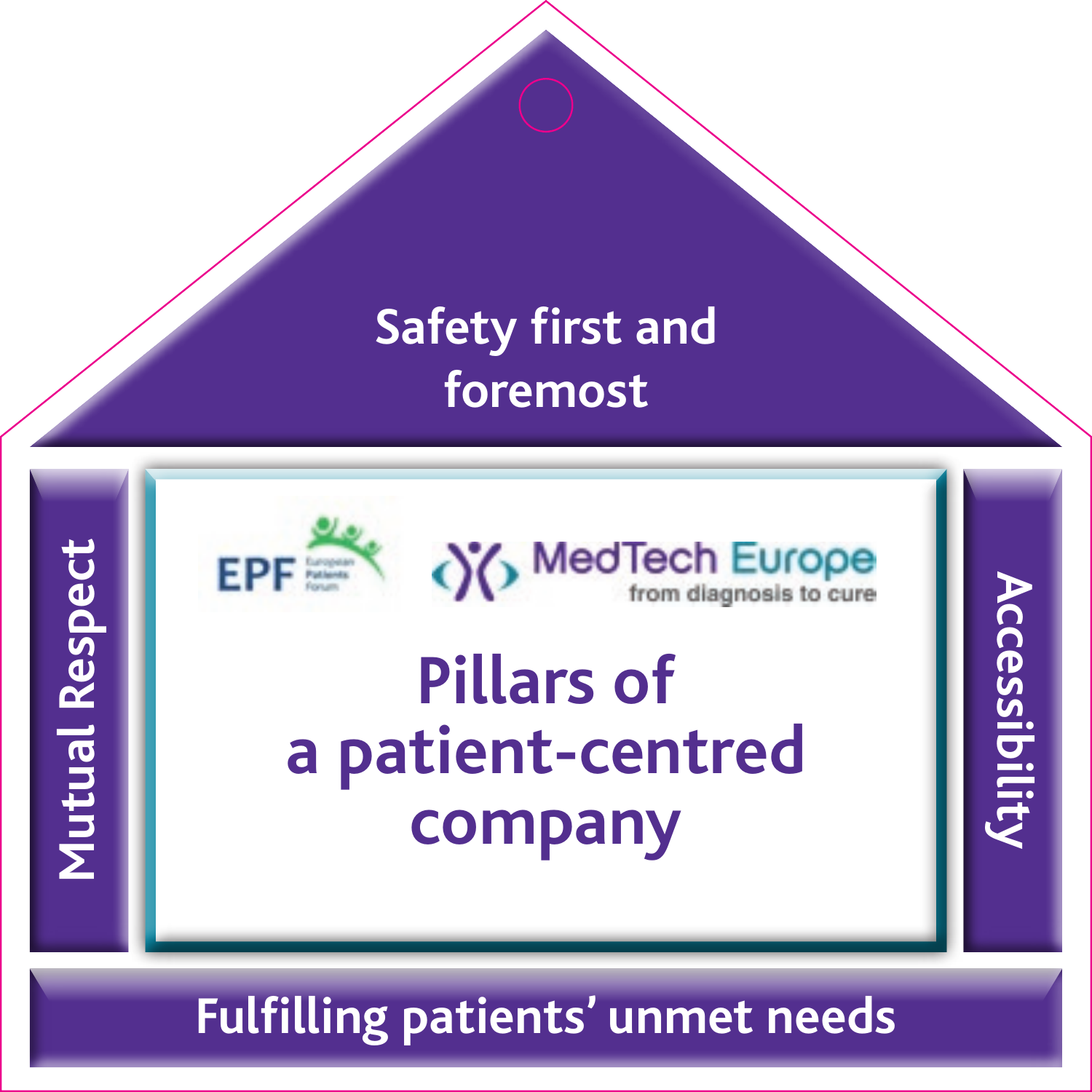Safety first and foremost

EPF European Patients Forum

MedTech Europe from diagnosis to cure

# Pillars of a patient-centred company

Mutual Respect

Accessibility

Fulfilling patients' unmet needs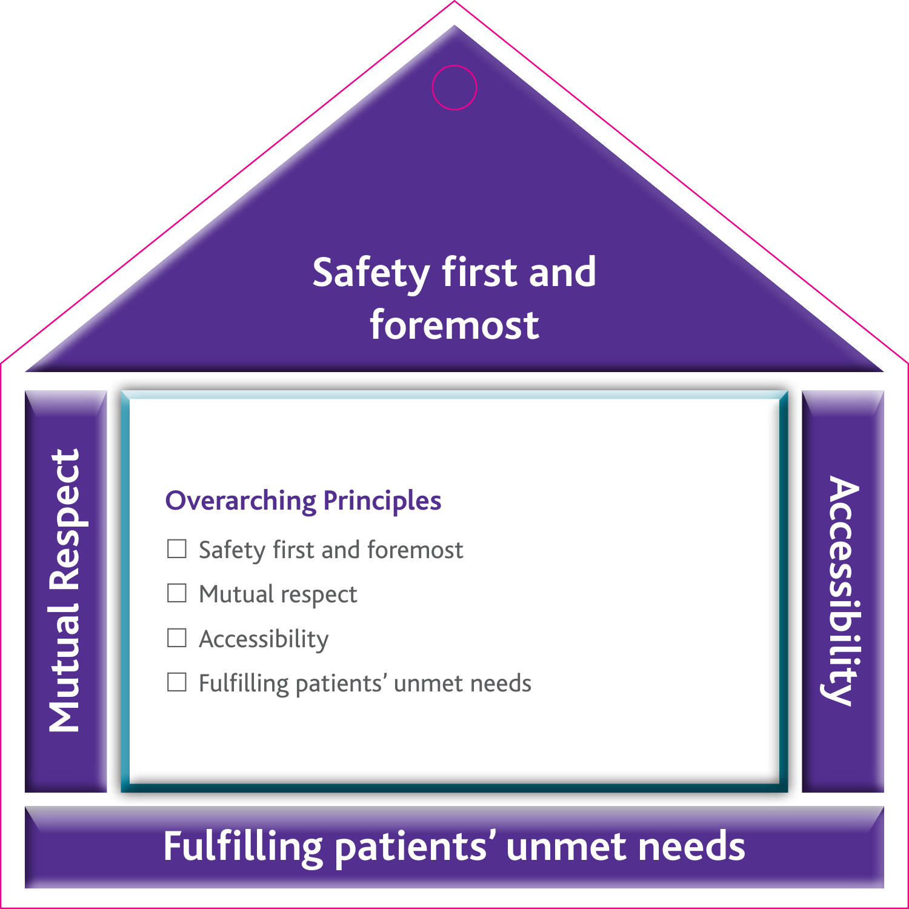Safety first and foremost

Mutual Respect

Accessibility

### Overarching Principles

- ☐ Safety first and foremost
- ☐ Mutual respect
- ☐ Accessibility
- ☐ Fulfilling patients' unmet needs

Fulfilling patients' unmet needs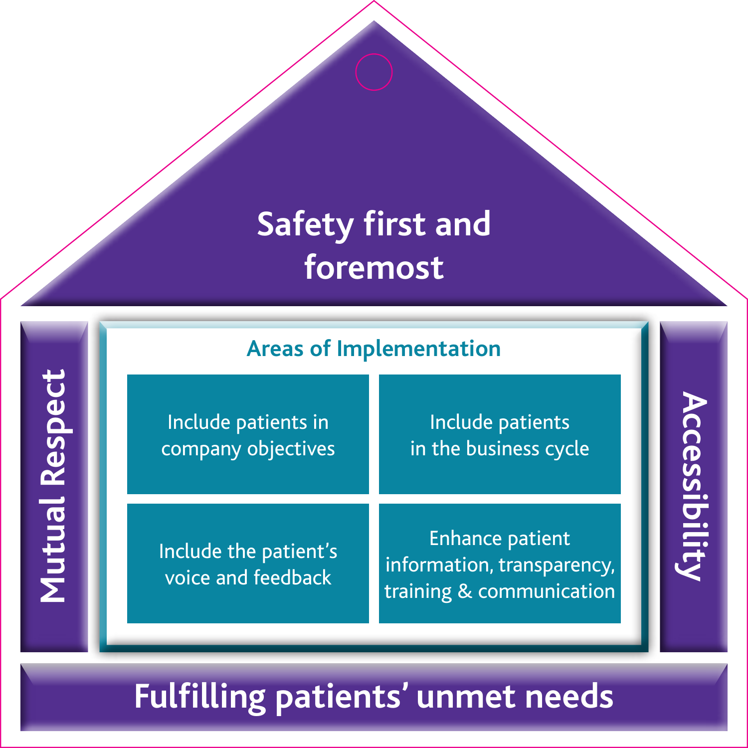# Safety first and foremost

**Mutual Respect**

## Areas of Implementation

- Include patients in company objectives
- Include patients in the business cycle
- Include the patient's voice and feedback
- Enhance patient information, transparency, training & communication

**Accessibility**

# Fulfilling patients' unmet needs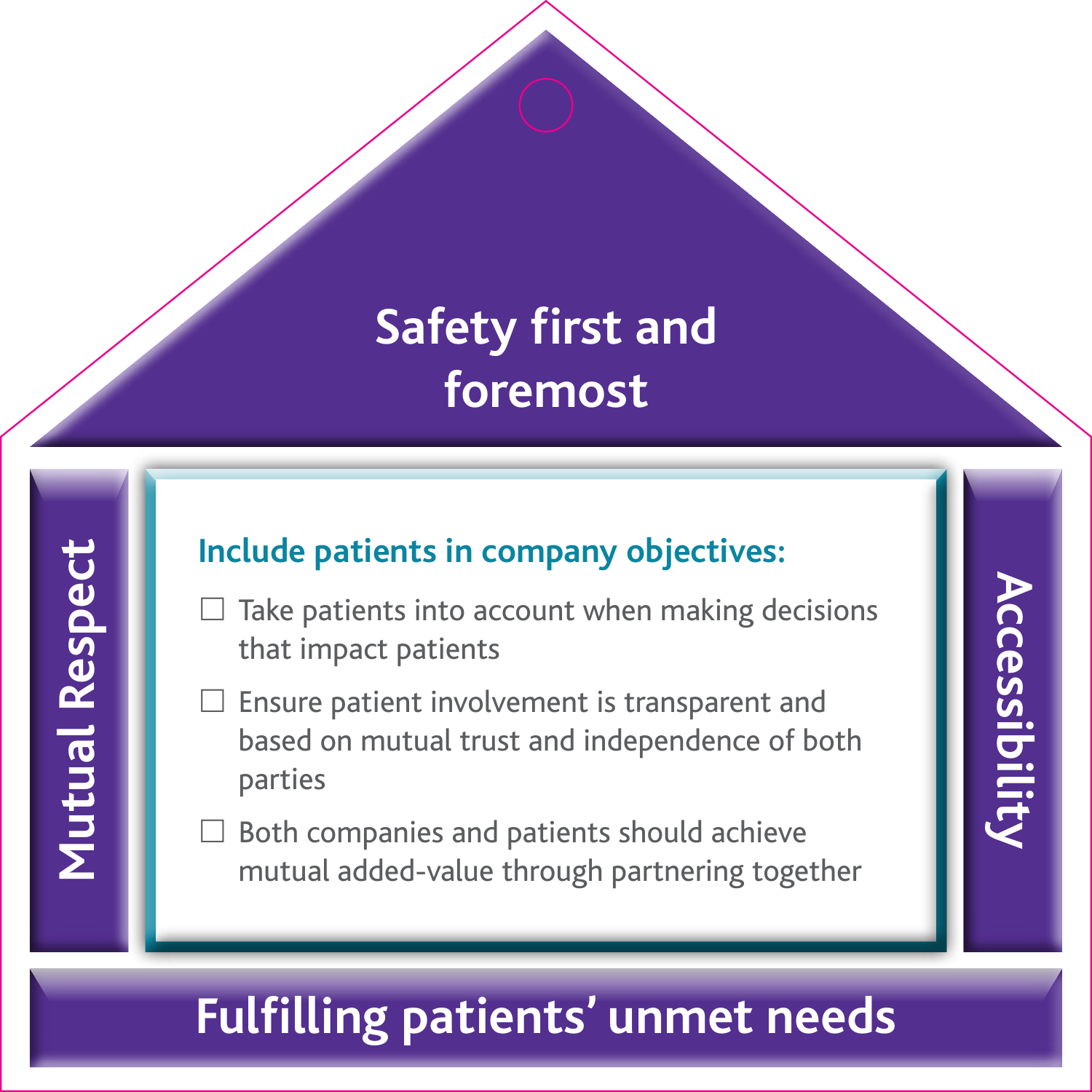# Safety first and foremost

**Mutual Respect**

**Accessibility**

### Include patients in company objectives:

- ☐ Take patients into account when making decisions that impact patients
- ☐ Ensure patient involvement is transparent and based on mutual trust and independence of both parties
- ☐ Both companies and patients should achieve mutual added-value through partnering together

**Fulfilling patients' unmet needs**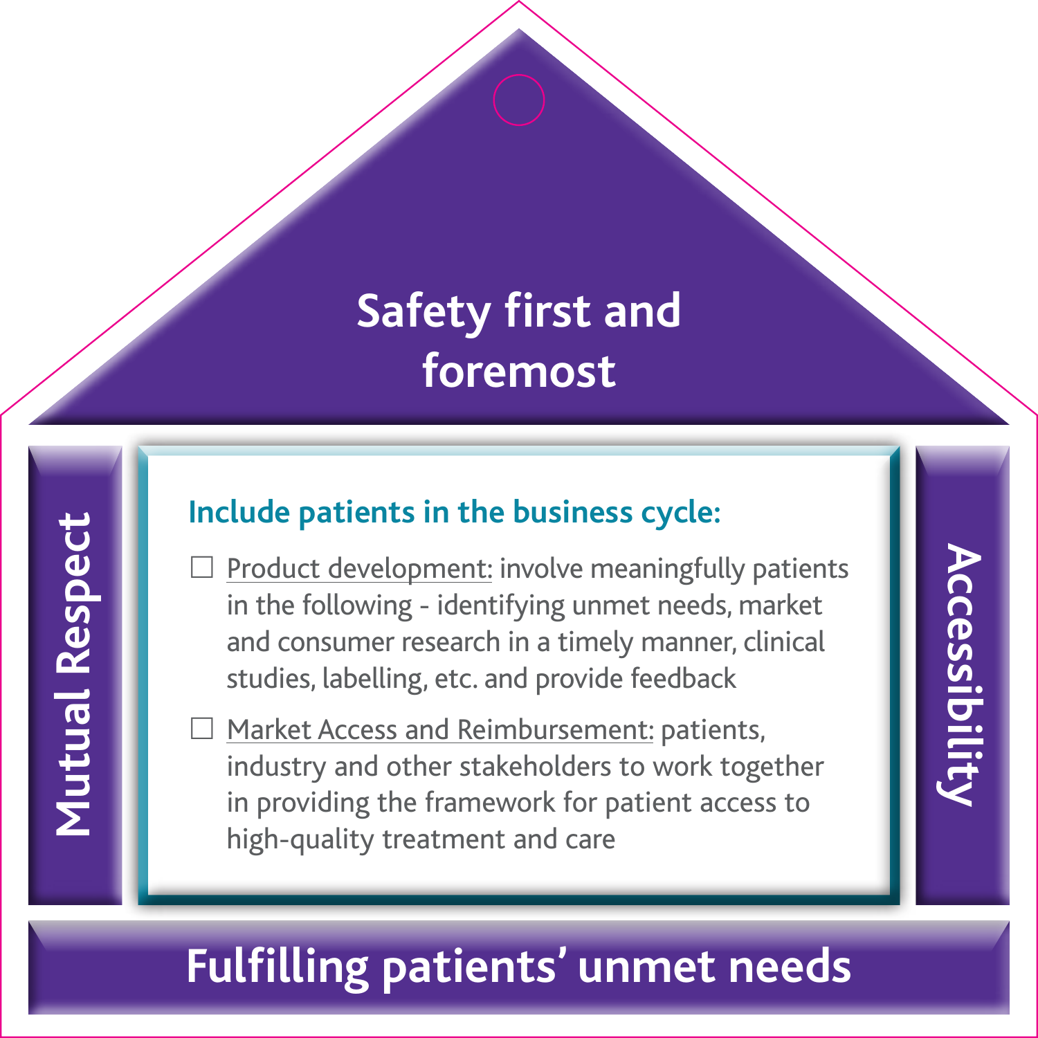## Safety first and foremost

**Mutual Respect**

### Include patients in the business cycle:

- ☐ Product development: involve meaningfully patients in the following - identifying unmet needs, market and consumer research in a timely manner, clinical studies, labelling, etc. and provide feedback
- ☐ Market Access and Reimbursement: patients, industry and other stakeholders to work together in providing the framework for patient access to high-quality treatment and care

**Accessibility**

## Fulfilling patients' unmet needs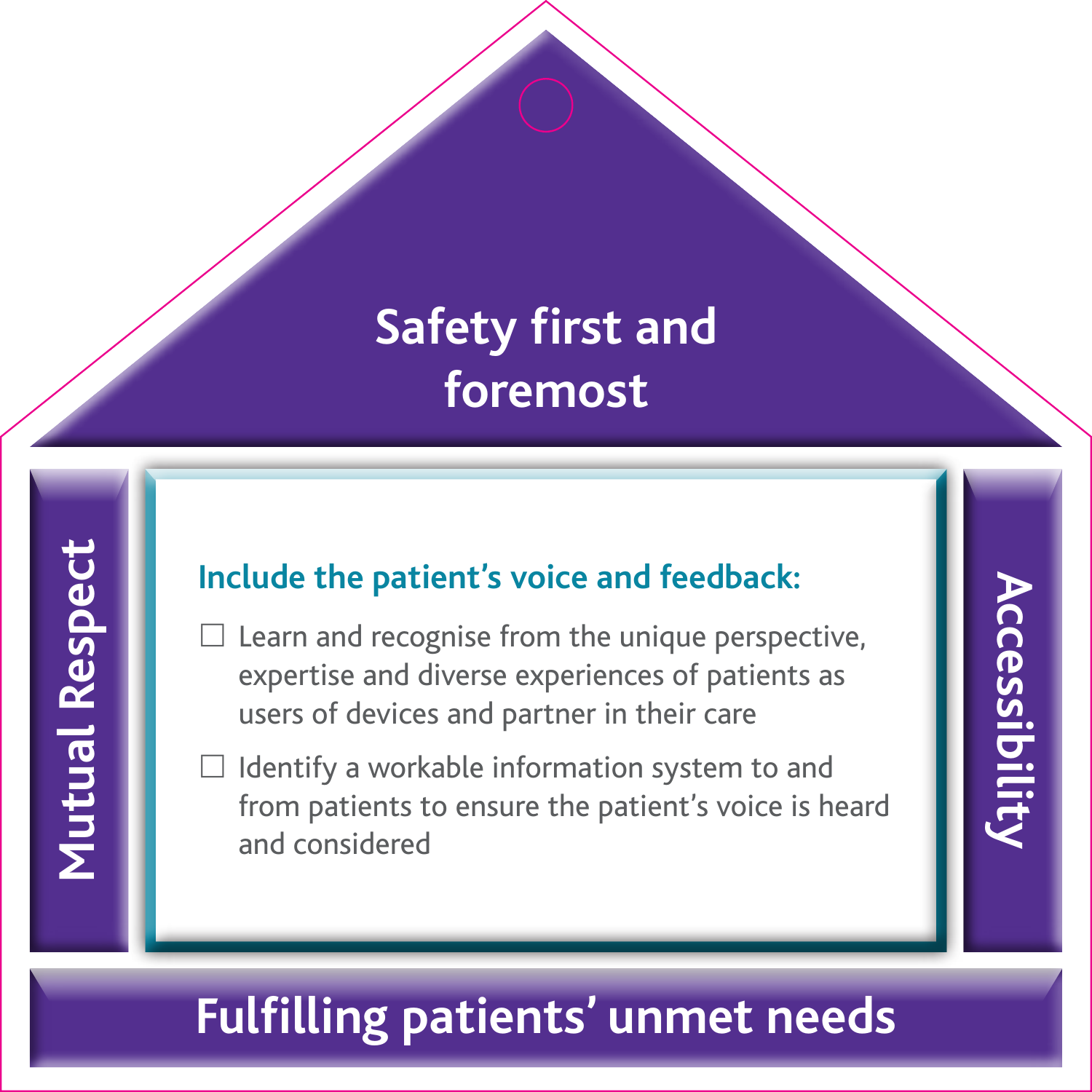# Safety first and foremost

**Mutual Respect**

**Include the patient's voice and feedback:**

- ☐ Learn and recognise from the unique perspective, expertise and diverse experiences of patients as users of devices and partner in their care
- ☐ Identify a workable information system to and from patients to ensure the patient's voice is heard and considered

**Accessibility**

**Fulfilling patients' unmet needs**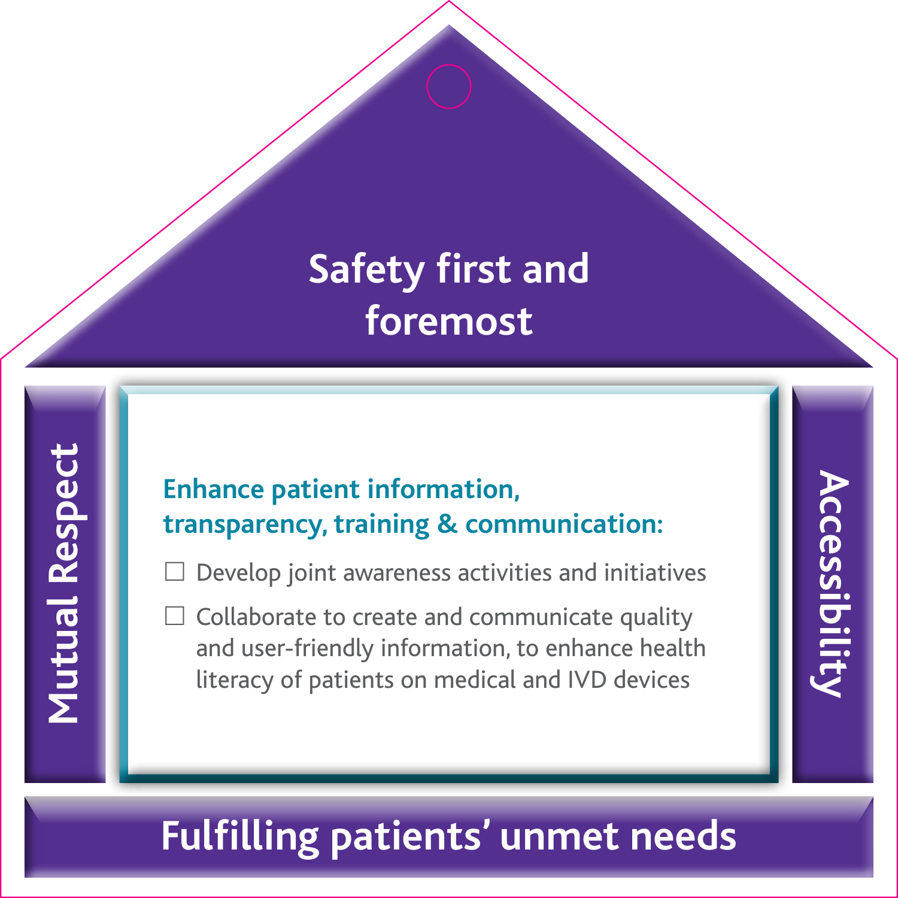# Safety first and foremost

**Mutual Respect**

**Enhance patient information, transparency, training & communication:**

- ☐ Develop joint awareness activities and initiatives
- ☐ Collaborate to create and communicate quality and user-friendly information, to enhance health literacy of patients on medical and IVD devices

**Accessibility**

**Fulfilling patients' unmet needs**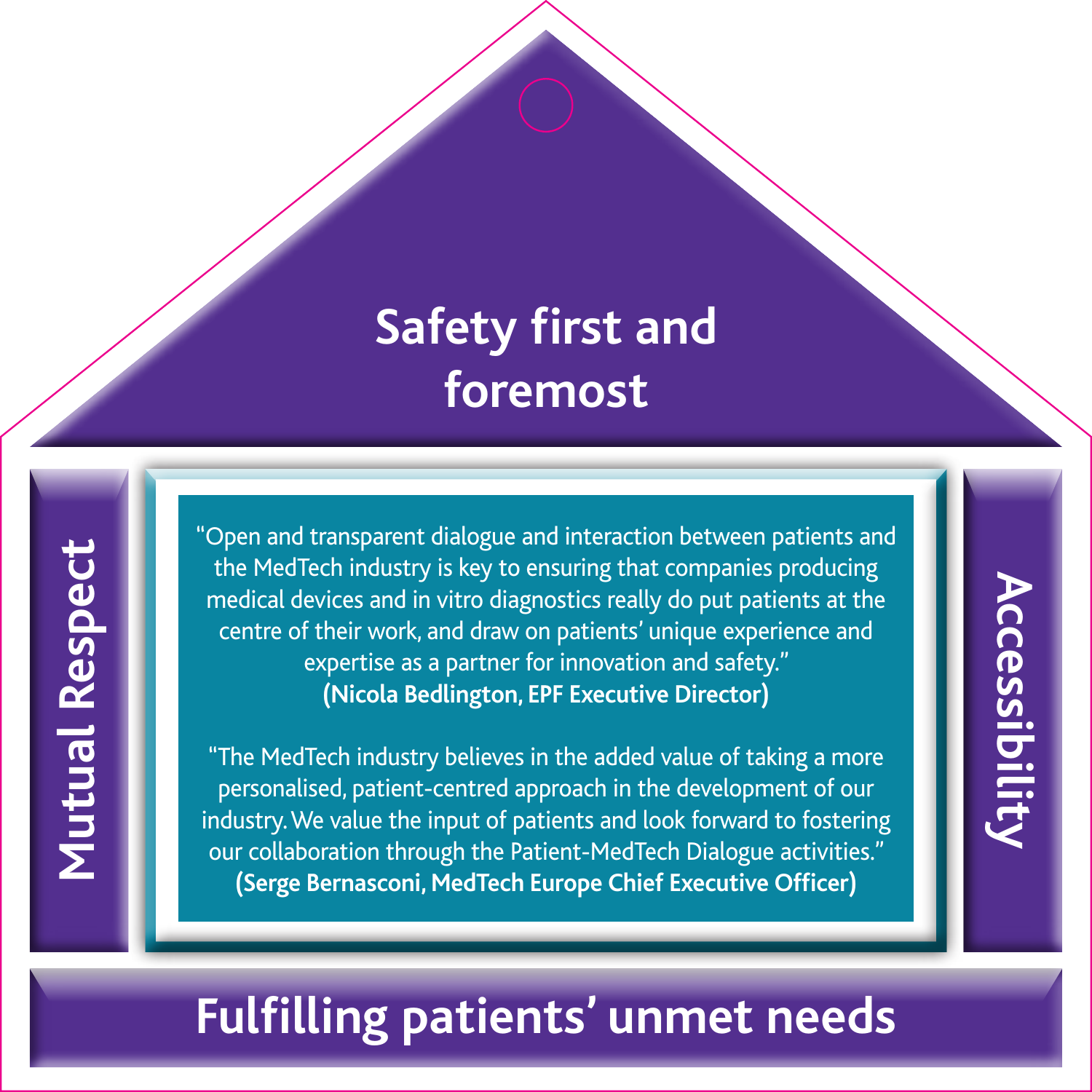# Safety first and foremost

**Mutual Respect**

"Open and transparent dialogue and interaction between patients and the MedTech industry is key to ensuring that companies producing medical devices and in vitro diagnostics really do put patients at the centre of their work, and draw on patients' unique experience and expertise as a partner for innovation and safety."
**(Nicola Bedlington, EPF Executive Director)**

"The MedTech industry believes in the added value of taking a more personalised, patient-centred approach in the development of our industry. We value the input of patients and look forward to fostering our collaboration through the Patient-MedTech Dialogue activities."
**(Serge Bernasconi, MedTech Europe Chief Executive Officer)**

**Accessibility**

## Fulfilling patients' unmet needs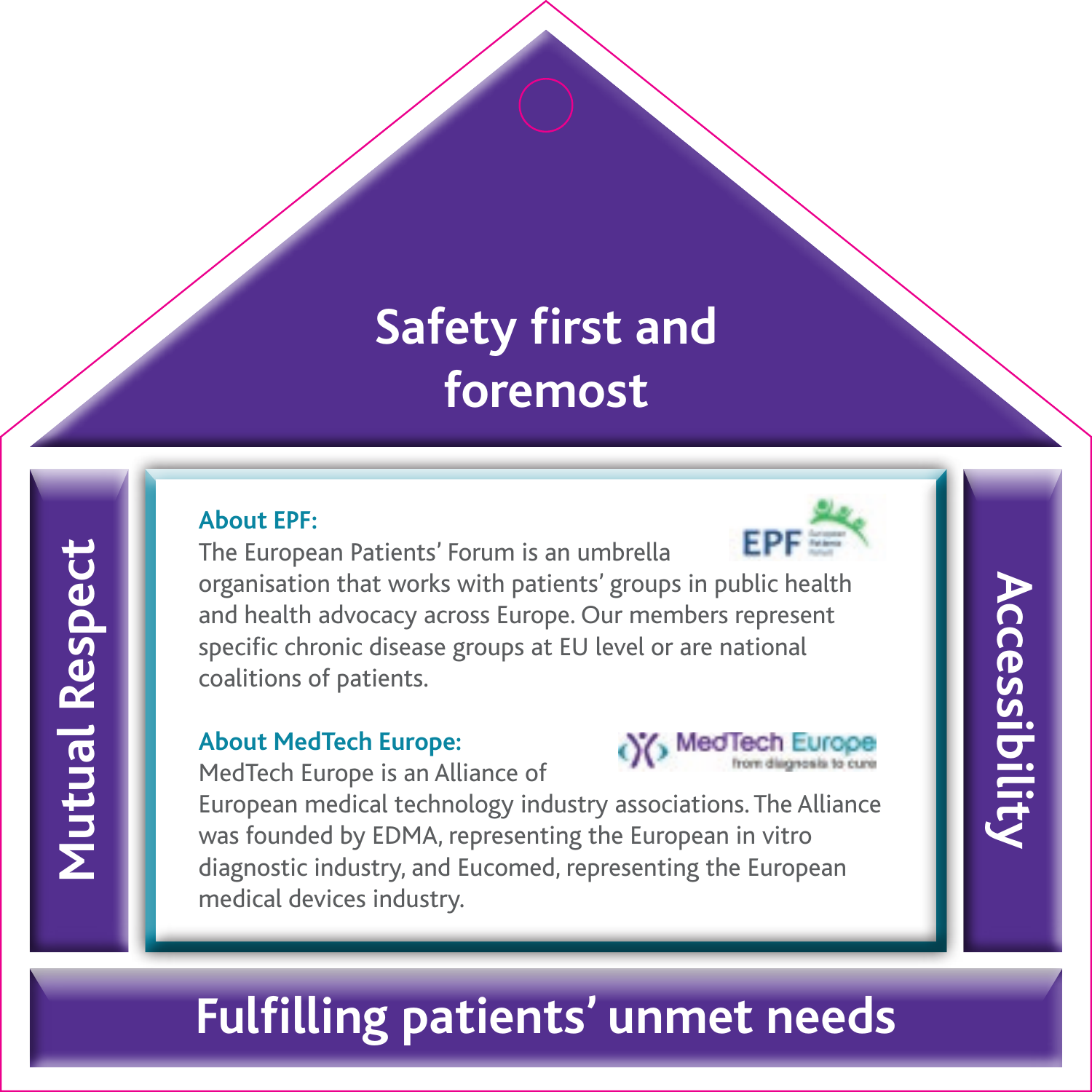# Safety first and foremost

**Mutual Respect**

### About EPF:

The European Patients' Forum is an umbrella organisation that works with patients' groups in public health and health advocacy across Europe. Our members represent specific chronic disease groups at EU level or are national coalitions of patients.

### About MedTech Europe:

MedTech Europe is an Alliance of European medical technology industry associations. The Alliance was founded by EDMA, representing the European in vitro diagnostic industry, and Eucomed, representing the European medical devices industry.

**Accessibility**

## Fulfilling patients' unmet needs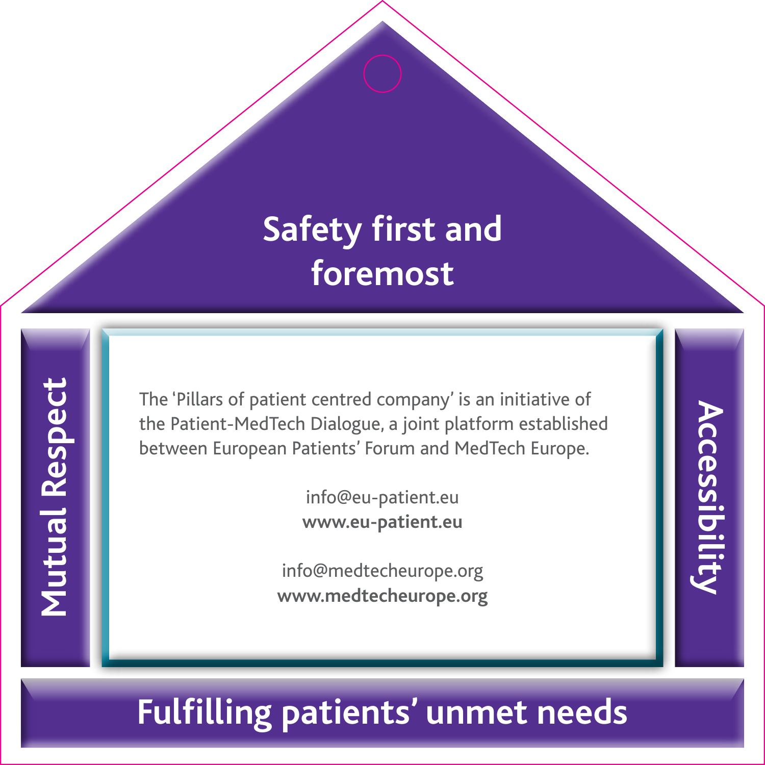# Safety first and foremost

**Mutual Respect**

The ‘Pillars of patient centred company’ is an initiative of the Patient-MedTech Dialogue, a joint platform established between European Patients’ Forum and MedTech Europe.

info@eu-patient.eu
**www.eu-patient.eu**

info@medtecheurope.org
**www.medtecheurope.org**

**Accessibility**

**Fulfilling patients’ unmet needs**